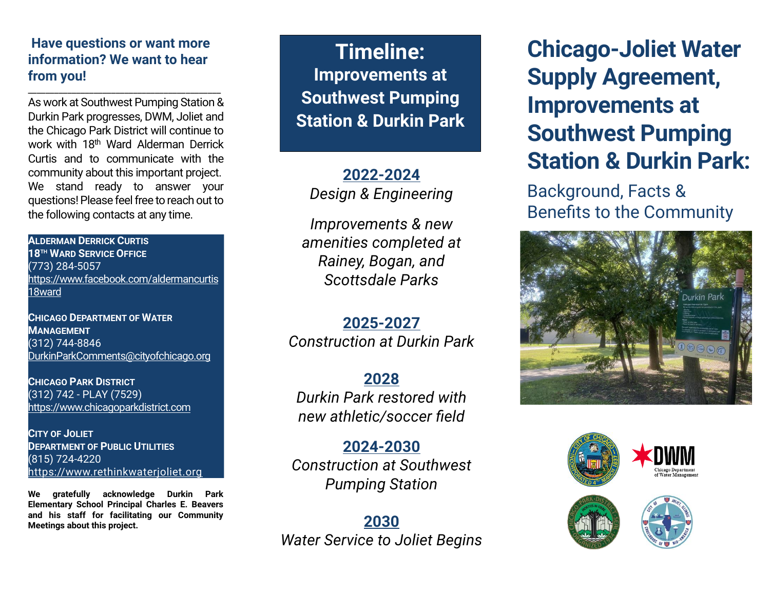## Have questions or want more information? We want to hear from you!

As work at Southwest Pumping Station & Durkin Park progresses, DWM, Joliet and the Chicago Park District will continue to work with 18th Ward Alderman Derrick Curtis and to communicate with the community about this important project. We stand ready to answer your questions! Please feel free to reach out to the following contacts at any time.

**ALDERMAN DERRICK CURTIS**
**18TH WARD SERVICE OFFICE**
(773) 284-5057
https://www.facebook.com/aldermancurtis18ward

**CHICAGO DEPARTMENT OF WATER MANAGEMENT**
(312) 744-8846
DurkinParkComments@cityofchicago.org

**CHICAGO PARK DISTRICT**
(312) 742 - PLAY (7529)
https://www.chicagoparkdistrict.com

**CITY OF JOLIET**
**DEPARTMENT OF PUBLIC UTILITIES**
(815) 724-4220
https://www.rethinkwaterjoliet.org

**We gratefully acknowledge Durkin Park Elementary School Principal Charles E. Beavers and his staff for facilitating our Community Meetings about this project.**

# Timeline: Improvements at Southwest Pumping Station & Durkin Park

**2022-2024**
*Design & Engineering*

*Improvements & new amenities completed at Rainey, Bogan, and Scottsdale Parks*

**2025-2027**
*Construction at Durkin Park*

**2028**
*Durkin Park restored with new athletic/soccer field*

**2024-2030**
*Construction at Southwest Pumping Station*

**2030**
*Water Service to Joliet Begins*

# Chicago-Joliet Water Supply Agreement, Improvements at Southwest Pumping Station & Durkin Park:

## Background, Facts & Benefits to the Community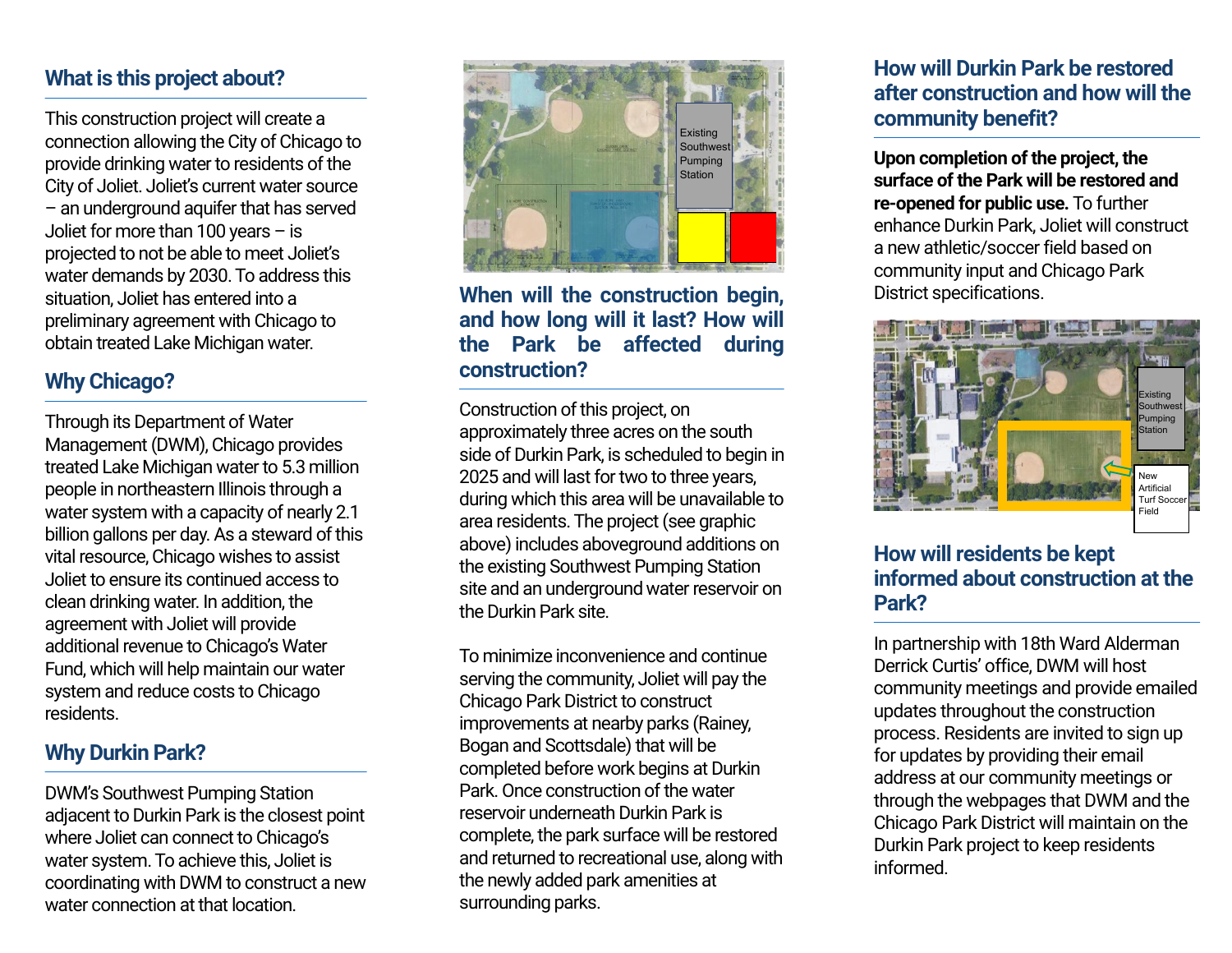## What is this project about?

This construction project will create a connection allowing the City of Chicago to provide drinking water to residents of the City of Joliet. Joliet's current water source – an underground aquifer that has served Joliet for more than 100 years – is projected to not be able to meet Joliet's water demands by 2030. To address this situation, Joliet has entered into a preliminary agreement with Chicago to obtain treated Lake Michigan water.

## Why Chicago?

Through its Department of Water Management (DWM), Chicago provides treated Lake Michigan water to 5.3 million people in northeastern Illinois through a water system with a capacity of nearly 2.1 billion gallons per day. As a steward of this vital resource, Chicago wishes to assist Joliet to ensure its continued access to clean drinking water. In addition, the agreement with Joliet will provide additional revenue to Chicago's Water Fund, which will help maintain our water system and reduce costs to Chicago residents.

## Why Durkin Park?

DWM's Southwest Pumping Station adjacent to Durkin Park is the closest point where Joliet can connect to Chicago's water system. To achieve this, Joliet is coordinating with DWM to construct a new water connection at that location.

Existing Southwest Pumping Station

## When will the construction begin, and how long will it last? How will the Park be affected during construction?

Construction of this project, on approximately three acres on the south side of Durkin Park, is scheduled to begin in 2025 and will last for two to three years, during which this area will be unavailable to area residents. The project (see graphic above) includes aboveground additions on the existing Southwest Pumping Station site and an underground water reservoir on the Durkin Park site.

To minimize inconvenience and continue serving the community, Joliet will pay the Chicago Park District to construct improvements at nearby parks (Rainey, Bogan and Scottsdale) that will be completed before work begins at Durkin Park. Once construction of the water reservoir underneath Durkin Park is complete, the park surface will be restored and returned to recreational use, along with the newly added park amenities at surrounding parks.

## How will Durkin Park be restored after construction and how will the community benefit?

**Upon completion of the project, the surface of the Park will be restored and re-opened for public use.** To further enhance Durkin Park, Joliet will construct a new athletic/soccer field based on community input and Chicago Park District specifications.

Existing Southwest Pumping Station

New Artificial Turf Soccer Field

## How will residents be kept informed about construction at the Park?

In partnership with 18th Ward Alderman Derrick Curtis' office, DWM will host community meetings and provide emailed updates throughout the construction process. Residents are invited to sign up for updates by providing their email address at our community meetings or through the webpages that DWM and the Chicago Park District will maintain on the Durkin Park project to keep residents informed.